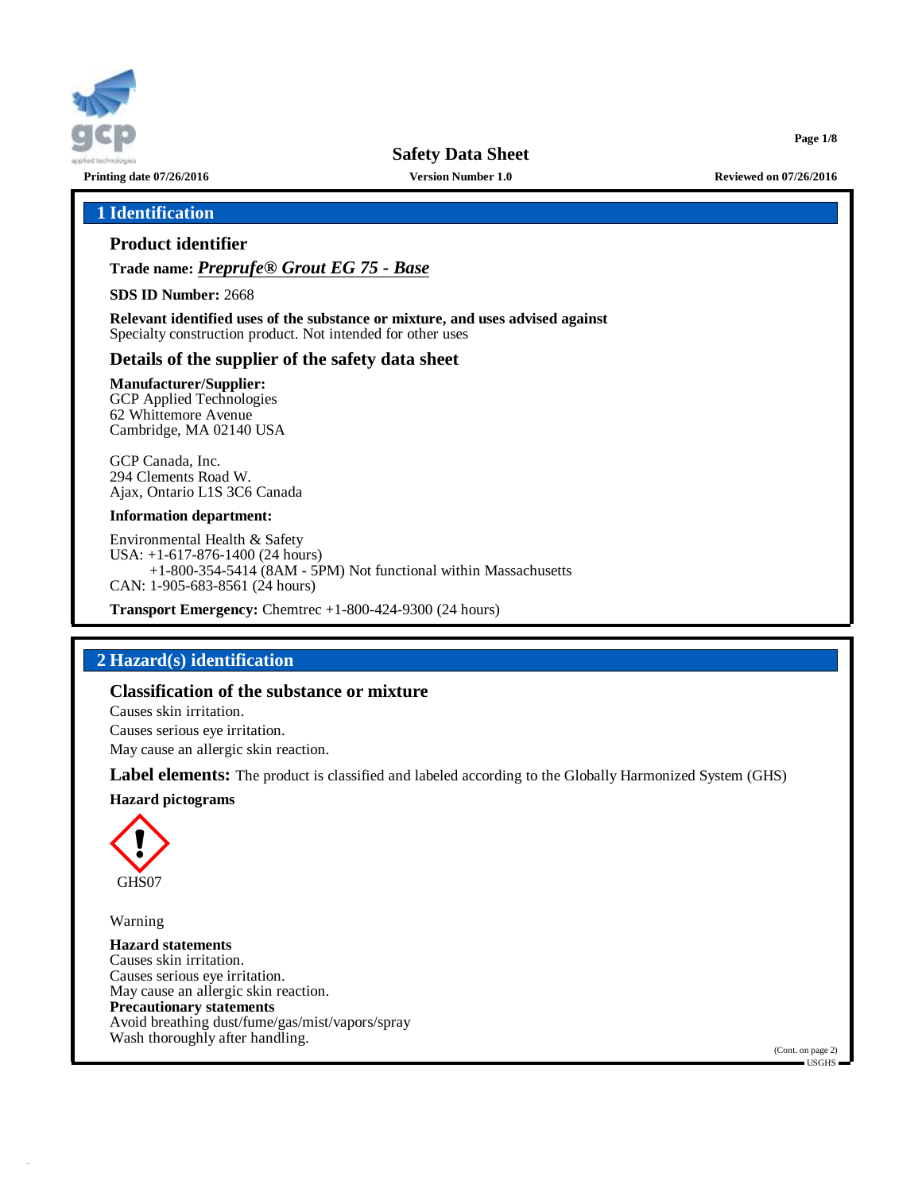# Safety Data Sheet

**Printing date 07/26/2016** **Version Number 1.0** **Reviewed on 07/26/2016**

## 1 Identification

### Product identifier

**Trade name:** ***Preprufe® Grout EG 75 - Base***

**SDS ID Number:** 2668

**Relevant identified uses of the substance or mixture, and uses advised against**
Specialty construction product. Not intended for other uses

### Details of the supplier of the safety data sheet

**Manufacturer/Supplier:**
GCP Applied Technologies
62 Whittemore Avenue
Cambridge, MA 02140 USA

GCP Canada, Inc.
294 Clements Road W.
Ajax, Ontario L1S 3C6 Canada

**Information department:**

Environmental Health & Safety
USA: +1-617-876-1400 (24 hours)
+1-800-354-5414 (8AM - 5PM) Not functional within Massachusetts
CAN: 1-905-683-8561 (24 hours)

**Transport Emergency:** Chemtrec +1-800-424-9300 (24 hours)

## 2 Hazard(s) identification

### Classification of the substance or mixture

Causes skin irritation.
Causes serious eye irritation.
May cause an allergic skin reaction.

**Label elements:** The product is classified and labeled according to the Globally Harmonized System (GHS)

**Hazard pictograms**

GHS07

Warning

**Hazard statements**
Causes skin irritation.
Causes serious eye irritation.
May cause an allergic skin reaction.
**Precautionary statements**
Avoid breathing dust/fume/gas/mist/vapors/spray
Wash thoroughly after handling.

(Cont. on page 2)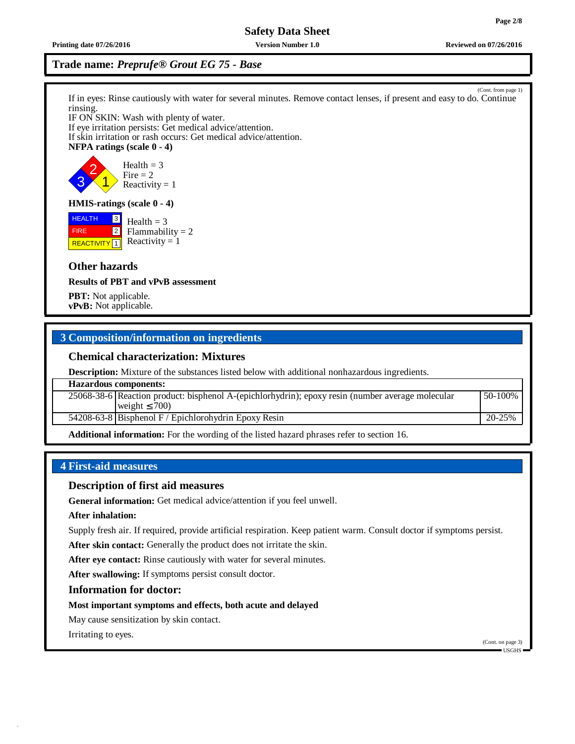## Trade name: *Preprufe® Grout EG 75 - Base*

(Cont. from page 1)

If in eyes: Rinse cautiously with water for several minutes. Remove contact lenses, if present and easy to do. Continue rinsing.
IF ON SKIN: Wash with plenty of water.
If eye irritation persists: Get medical advice/attention.
If skin irritation or rash occurs: Get medical advice/attention.

**NFPA ratings (scale 0 - 4)**

Health = 3
Fire = 2
Reactivity = 1

**HMIS-ratings (scale 0 - 4)**

HEALTH 3 | Health = 3
FIRE 2 | Flammability = 2
REACTIVITY 1 | Reactivity = 1

### Other hazards

**Results of PBT and vPvB assessment**

**PBT:** Not applicable.
**vPvB:** Not applicable.

## 3 Composition/information on ingredients

### Chemical characterization: Mixtures

**Description:** Mixture of the substances listed below with additional nonhazardous ingredients.

| **Hazardous components:** | | |
|---|---|---|
| 25068-38-6 | Reaction product: bisphenol A-(epichlorhydrin); epoxy resin (number average molecular weight ≤ 700) | 50-100% |
| 54208-63-8 | Bisphenol F / Epichlorohydrin Epoxy Resin | 20-25% |

**Additional information:** For the wording of the listed hazard phrases refer to section 16.

## 4 First-aid measures

### Description of first aid measures

**General information:** Get medical advice/attention if you feel unwell.

**After inhalation:**

Supply fresh air. If required, provide artificial respiration. Keep patient warm. Consult doctor if symptoms persist.

**After skin contact:** Generally the product does not irritate the skin.

**After eye contact:** Rinse cautiously with water for several minutes.

**After swallowing:** If symptoms persist consult doctor.

### Information for doctor:

**Most important symptoms and effects, both acute and delayed**

May cause sensitization by skin contact.

Irritating to eyes.

(Cont. on page 3)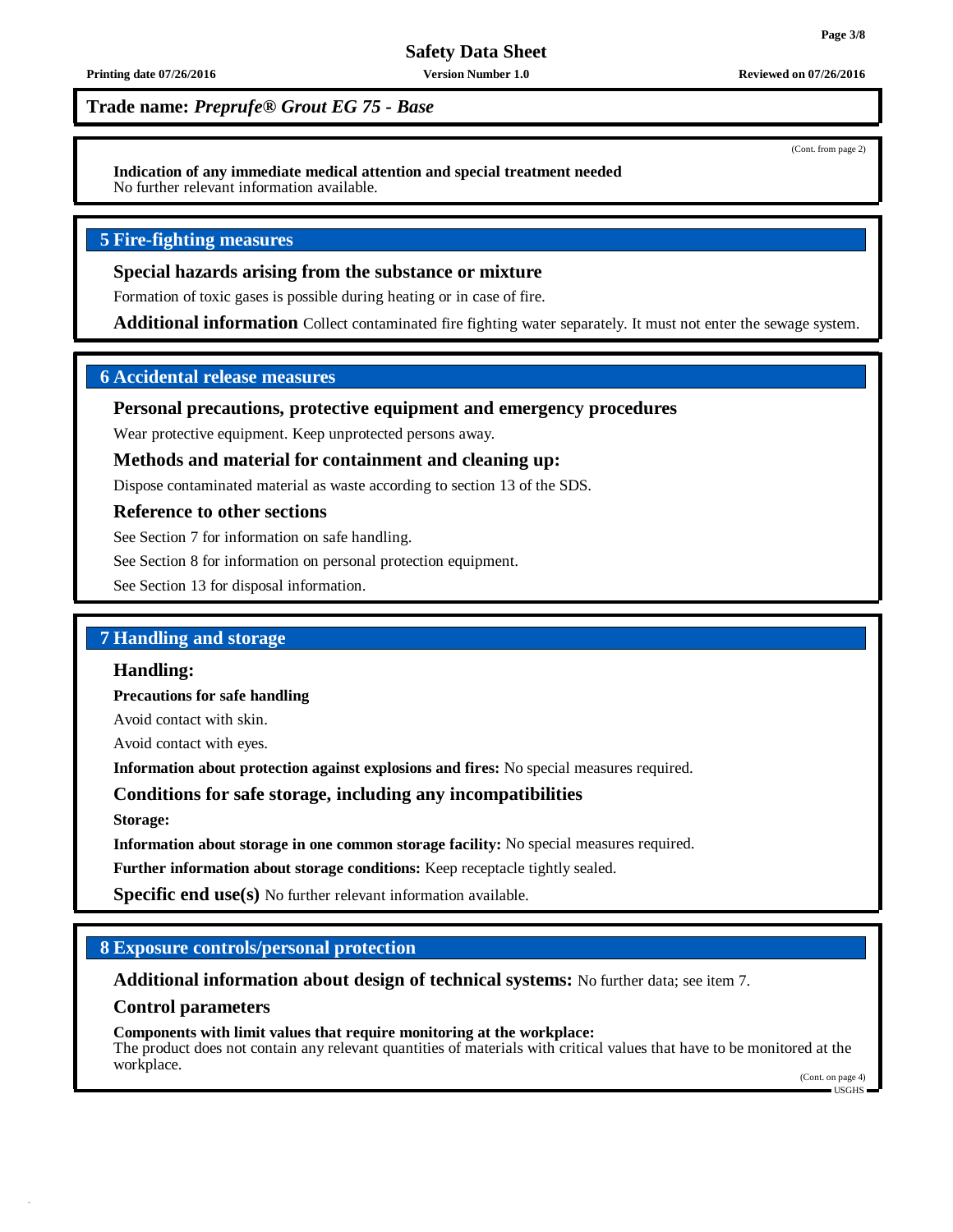**Trade name: *Preprufe® Grout EG 75 - Base***

(Cont. from page 2)

**Indication of any immediate medical attention and special treatment needed**
No further relevant information available.

## 5 Fire-fighting measures

### Special hazards arising from the substance or mixture

Formation of toxic gases is possible during heating or in case of fire.

**Additional information** Collect contaminated fire fighting water separately. It must not enter the sewage system.

## 6 Accidental release measures

### Personal precautions, protective equipment and emergency procedures

Wear protective equipment. Keep unprotected persons away.

### Methods and material for containment and cleaning up:

Dispose contaminated material as waste according to section 13 of the SDS.

### Reference to other sections

See Section 7 for information on safe handling.

See Section 8 for information on personal protection equipment.

See Section 13 for disposal information.

## 7 Handling and storage

### Handling:

**Precautions for safe handling**

Avoid contact with skin.

Avoid contact with eyes.

**Information about protection against explosions and fires:** No special measures required.

### Conditions for safe storage, including any incompatibilities

**Storage:**

**Information about storage in one common storage facility:** No special measures required.

**Further information about storage conditions:** Keep receptacle tightly sealed.

**Specific end use(s)** No further relevant information available.

## 8 Exposure controls/personal protection

**Additional information about design of technical systems:** No further data; see item 7.

### Control parameters

**Components with limit values that require monitoring at the workplace:**
The product does not contain any relevant quantities of materials with critical values that have to be monitored at the workplace.

(Cont. on page 4)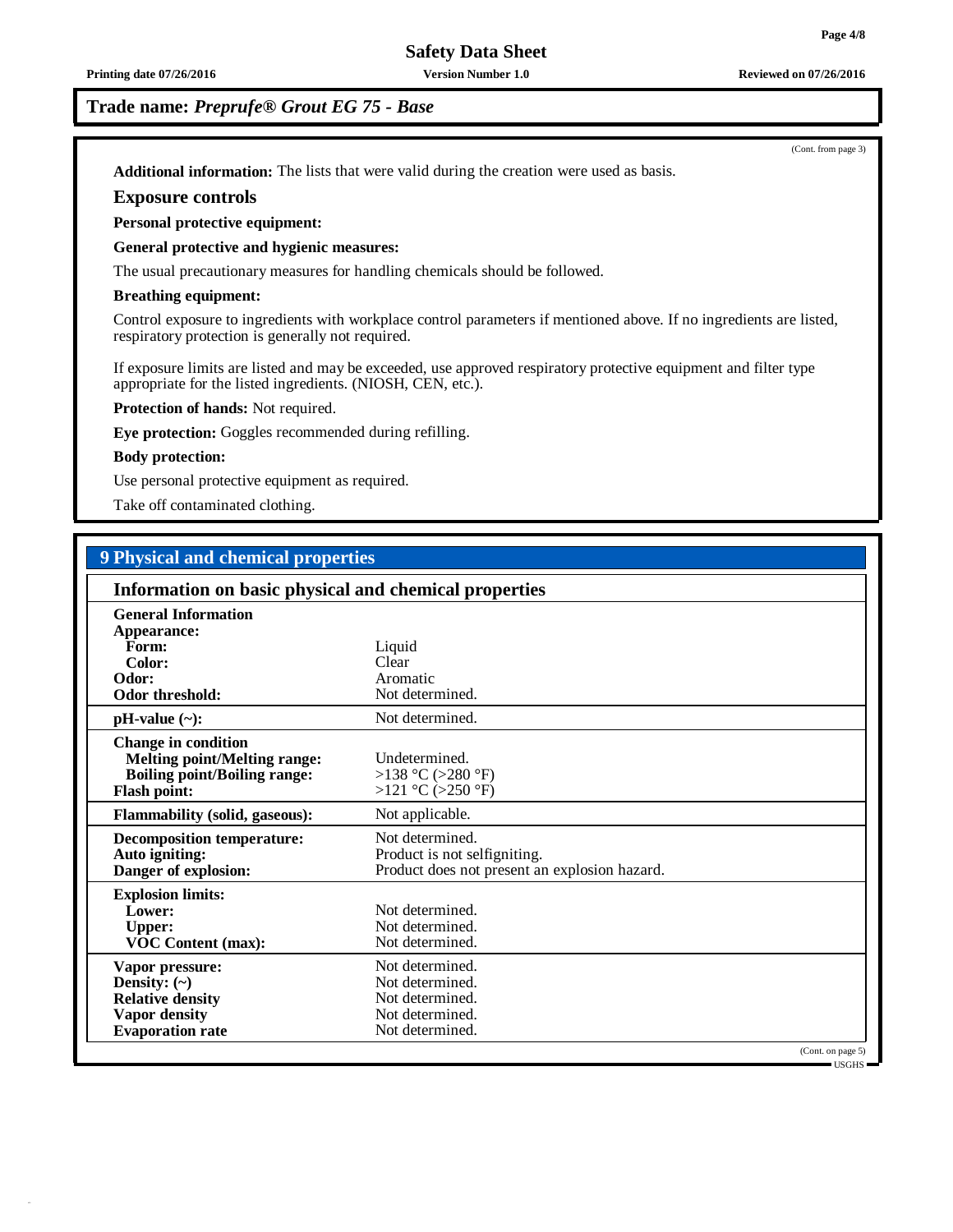**Trade name:** ***Preprufe® Grout EG 75 - Base***

(Cont. from page 3)

**Additional information:** The lists that were valid during the creation were used as basis.

### Exposure controls

**Personal protective equipment:**

**General protective and hygienic measures:**

The usual precautionary measures for handling chemicals should be followed.

**Breathing equipment:**

Control exposure to ingredients with workplace control parameters if mentioned above. If no ingredients are listed, respiratory protection is generally not required.

If exposure limits are listed and may be exceeded, use approved respiratory protective equipment and filter type appropriate for the listed ingredients. (NIOSH, CEN, etc.).

**Protection of hands:** Not required.

**Eye protection:** Goggles recommended during refilling.

**Body protection:**

Use personal protective equipment as required.

Take off contaminated clothing.

## 9 Physical and chemical properties

### Information on basic physical and chemical properties

| | |
|---|---|
| **General Information** | |
| **Appearance:** | |
| **Form:** | Liquid |
| **Color:** | Clear |
| **Odor:** | Aromatic |
| **Odor threshold:** | Not determined. |
| **pH-value (~):** | Not determined. |
| **Change in condition** | |
| **Melting point/Melting range:** | Undetermined. |
| **Boiling point/Boiling range:** | >138 °C (>280 °F) |
| **Flash point:** | >121 °C (>250 °F) |
| **Flammability (solid, gaseous):** | Not applicable. |
| **Decomposition temperature:** | Not determined. |
| **Auto igniting:** | Product is not selfigniting. |
| **Danger of explosion:** | Product does not present an explosion hazard. |
| **Explosion limits:** | |
| **Lower:** | Not determined. |
| **Upper:** | Not determined. |
| **VOC Content (max):** | Not determined. |
| **Vapor pressure:** | Not determined. |
| **Density: (~)** | Not determined. |
| **Relative density** | Not determined. |
| **Vapor density** | Not determined. |
| **Evaporation rate** | Not determined. |

(Cont. on page 5)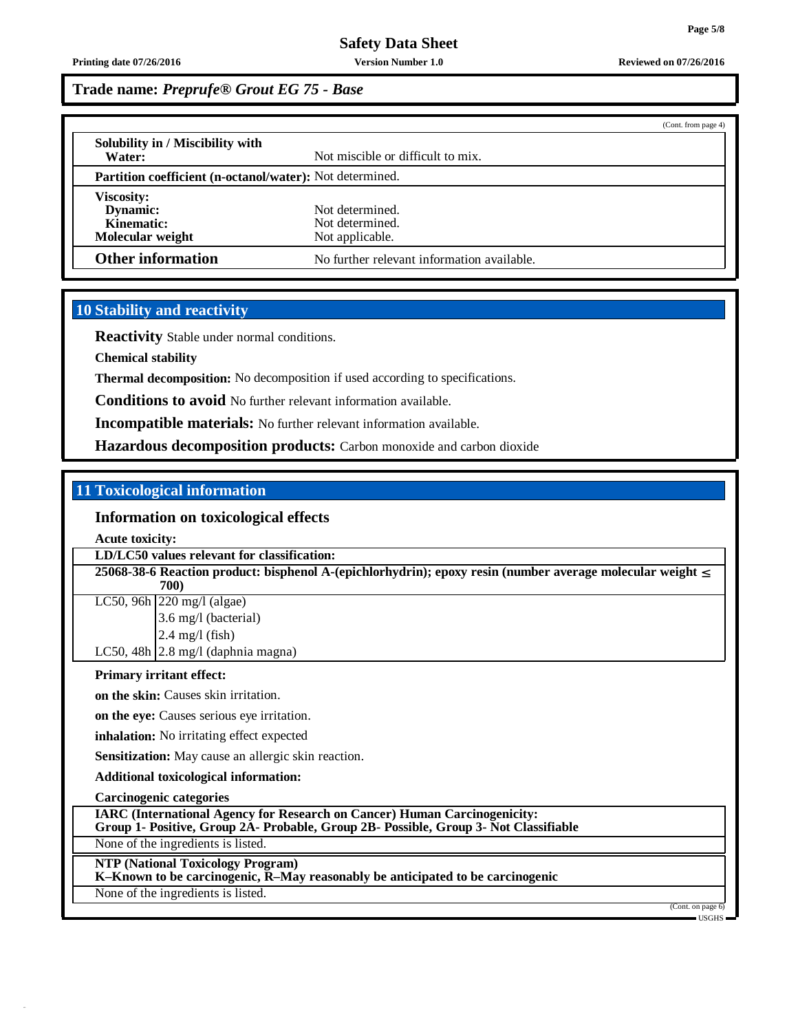**Trade name:** ***Preprufe® Grout EG 75 - Base***

(Cont. from page 4)

| | |
|---|---|
| **Solubility in / Miscibility with Water:** | Not miscible or difficult to mix. |
| **Partition coefficient (n-octanol/water):** | Not determined. |
| **Viscosity:** | |
| **Dynamic:** | Not determined. |
| **Kinematic:** | Not determined. |
| **Molecular weight** | Not applicable. |
| **Other information** | No further relevant information available. |

## 10 Stability and reactivity

**Reactivity** Stable under normal conditions.

**Chemical stability**

**Thermal decomposition:** No decomposition if used according to specifications.

**Conditions to avoid** No further relevant information available.

**Incompatible materials:** No further relevant information available.

**Hazardous decomposition products:** Carbon monoxide and carbon dioxide

## 11 Toxicological information

### Information on toxicological effects

**Acute toxicity:**

**LD/LC50 values relevant for classification:**

**25068-38-6 Reaction product: bisphenol A-(epichlorhydrin); epoxy resin (number average molecular weight ≤ 700)**

| | |
|---|---|
| LC50, 96h | 220 mg/l (algae) |
| | 3.6 mg/l (bacterial) |
| | 2.4 mg/l (fish) |
| LC50, 48h | 2.8 mg/l (daphnia magna) |

**Primary irritant effect:**

**on the skin:** Causes skin irritation.

**on the eye:** Causes serious eye irritation.

**inhalation:** No irritating effect expected

**Sensitization:** May cause an allergic skin reaction.

**Additional toxicological information:**

**Carcinogenic categories**

**IARC (International Agency for Research on Cancer) Human Carcinogenicity:**
**Group 1- Positive, Group 2A- Probable, Group 2B- Possible, Group 3- Not Classifiable**

None of the ingredients is listed.

**NTP (National Toxicology Program)**
**K–Known to be carcinogenic, R–May reasonably be anticipated to be carcinogenic**

None of the ingredients is listed.

(Cont. on page 6)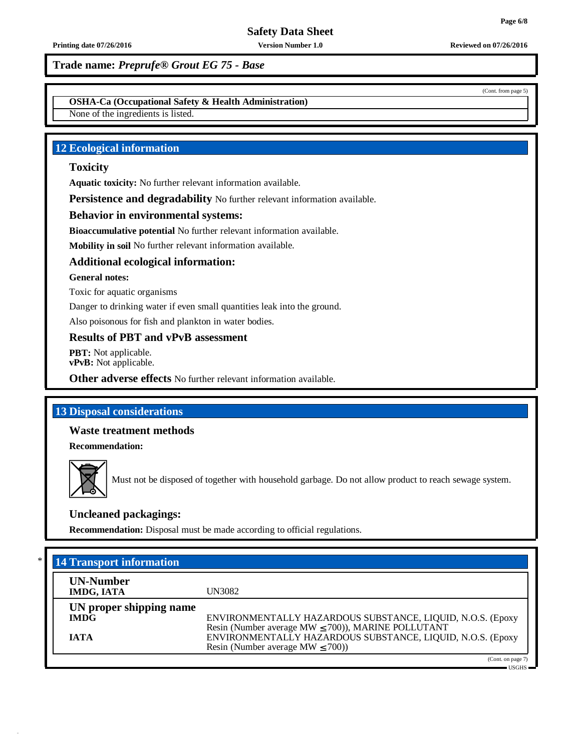**Trade name:** ***Preprufe® Grout EG 75 - Base***

(Cont. from page 5)

**OSHA-Ca (Occupational Safety & Health Administration)**

None of the ingredients is listed.

## 12 Ecological information

### Toxicity

**Aquatic toxicity:** No further relevant information available.

**Persistence and degradability** No further relevant information available.

### Behavior in environmental systems:

**Bioaccumulative potential** No further relevant information available.

**Mobility in soil** No further relevant information available.

### Additional ecological information:

**General notes:**

Toxic for aquatic organisms

Danger to drinking water if even small quantities leak into the ground.

Also poisonous for fish and plankton in water bodies.

### Results of PBT and vPvB assessment

**PBT:** Not applicable.
**vPvB:** Not applicable.

**Other adverse effects** No further relevant information available.

## 13 Disposal considerations

### Waste treatment methods

**Recommendation:**

Must not be disposed of together with household garbage. Do not allow product to reach sewage system.

### Uncleaned packagings:

**Recommendation:** Disposal must be made according to official regulations.

## * 14 Transport information

| | |
|---|---|
| **UN-Number** **IMDG, IATA** | UN3082 |
| **UN proper shipping name** | |
| **IMDG** | ENVIRONMENTALLY HAZARDOUS SUBSTANCE, LIQUID, N.O.S. (Epoxy Resin (Number average MW ≤700)), MARINE POLLUTANT |
| **IATA** | ENVIRONMENTALLY HAZARDOUS SUBSTANCE, LIQUID, N.O.S. (Epoxy Resin (Number average MW ≤700)) |

(Cont. on page 7)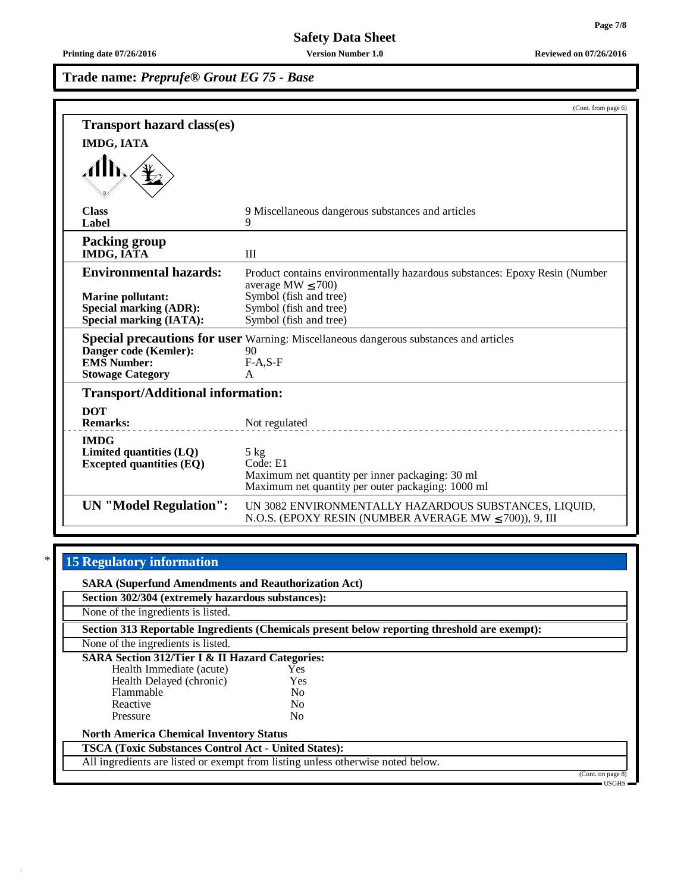**Trade name: *Preprufe® Grout EG 75 - Base***

(Cont. from page 6)

**Transport hazard class(es)**

**IMDG, IATA**

| | |
|---|---|
| **Class** | 9 Miscellaneous dangerous substances and articles |
| **Label** | 9 |

**Packing group**

| | |
|---|---|
| **IMDG, IATA** | III |

| | |
|---|---|
| **Environmental hazards:** | Product contains environmentally hazardous substances: Epoxy Resin (Number average MW ≤ 700) |
| **Marine pollutant:** | Symbol (fish and tree) |
| **Special marking (ADR):** | Symbol (fish and tree) |
| **Special marking (IATA):** | Symbol (fish and tree) |

| | |
|---|---|
| **Special precautions for user** | Warning: Miscellaneous dangerous substances and articles |
| **Danger code (Kemler):** | 90 |
| **EMS Number:** | F-A,S-F |
| **Stowage Category** | A |

**Transport/Additional information:**

**DOT**

| | |
|---|---|
| **Remarks:** | Not regulated |

**IMDG**

| | |
|---|---|
| **Limited quantities (LQ)** | 5 kg |
| **Excepted quantities (EQ)** | Code: E1<br>Maximum net quantity per inner packaging: 30 ml<br>Maximum net quantity per outer packaging: 1000 ml |

| | |
|---|---|
| **UN "Model Regulation":** | UN 3082 ENVIRONMENTALLY HAZARDOUS SUBSTANCES, LIQUID, N.O.S. (EPOXY RESIN (NUMBER AVERAGE MW ≤ 700)), 9, III |

## * 15 Regulatory information

**SARA (Superfund Amendments and Reauthorization Act)**

**Section 302/304 (extremely hazardous substances):**

None of the ingredients is listed.

**Section 313 Reportable Ingredients (Chemicals present below reporting threshold are exempt):**

None of the ingredients is listed.

**SARA Section 312/Tier I & II Hazard Categories:**

| | |
|---|---|
| Health Immediate (acute) | Yes |
| Health Delayed (chronic) | Yes |
| Flammable | No |
| Reactive | No |
| Pressure | No |

**North America Chemical Inventory Status**

**TSCA (Toxic Substances Control Act - United States):**

All ingredients are listed or exempt from listing unless otherwise noted below.

(Cont. on page 8)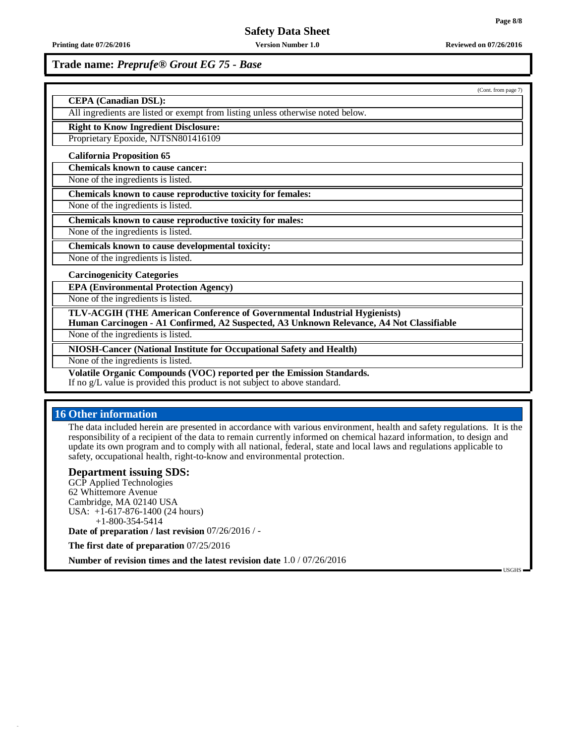**Trade name:** ***Preprufe® Grout EG 75 - Base***

(Cont. from page 7)

**CEPA (Canadian DSL):**

All ingredients are listed or exempt from listing unless otherwise noted below.

**Right to Know Ingredient Disclosure:**

Proprietary Epoxide, NJTSN801416109

**California Proposition 65**

**Chemicals known to cause cancer:**

None of the ingredients is listed.

**Chemicals known to cause reproductive toxicity for females:**

None of the ingredients is listed.

**Chemicals known to cause reproductive toxicity for males:**

None of the ingredients is listed.

**Chemicals known to cause developmental toxicity:**

None of the ingredients is listed.

**Carcinogenicity Categories**

**EPA (Environmental Protection Agency)**

None of the ingredients is listed.

**TLV-ACGIH (THE American Conference of Governmental Industrial Hygienists)**
**Human Carcinogen - A1 Confirmed, A2 Suspected, A3 Unknown Relevance, A4 Not Classifiable**

None of the ingredients is listed.

**NIOSH-Cancer (National Institute for Occupational Safety and Health)**

None of the ingredients is listed.

**Volatile Organic Compounds (VOC) reported per the Emission Standards.**
If no g/L value is provided this product is not subject to above standard.

## 16 Other information

The data included herein are presented in accordance with various environment, health and safety regulations. It is the responsibility of a recipient of the data to remain currently informed on chemical hazard information, to design and update its own program and to comply with all national, federal, state and local laws and regulations applicable to safety, occupational health, right-to-know and environmental protection.

### Department issuing SDS:

GCP Applied Technologies
62 Whittemore Avenue
Cambridge, MA 02140 USA
USA: +1-617-876-1400 (24 hours)
+1-800-354-5414

**Date of preparation / last revision** 07/26/2016 / -

**The first date of preparation** 07/25/2016

**Number of revision times and the latest revision date** 1.0 / 07/26/2016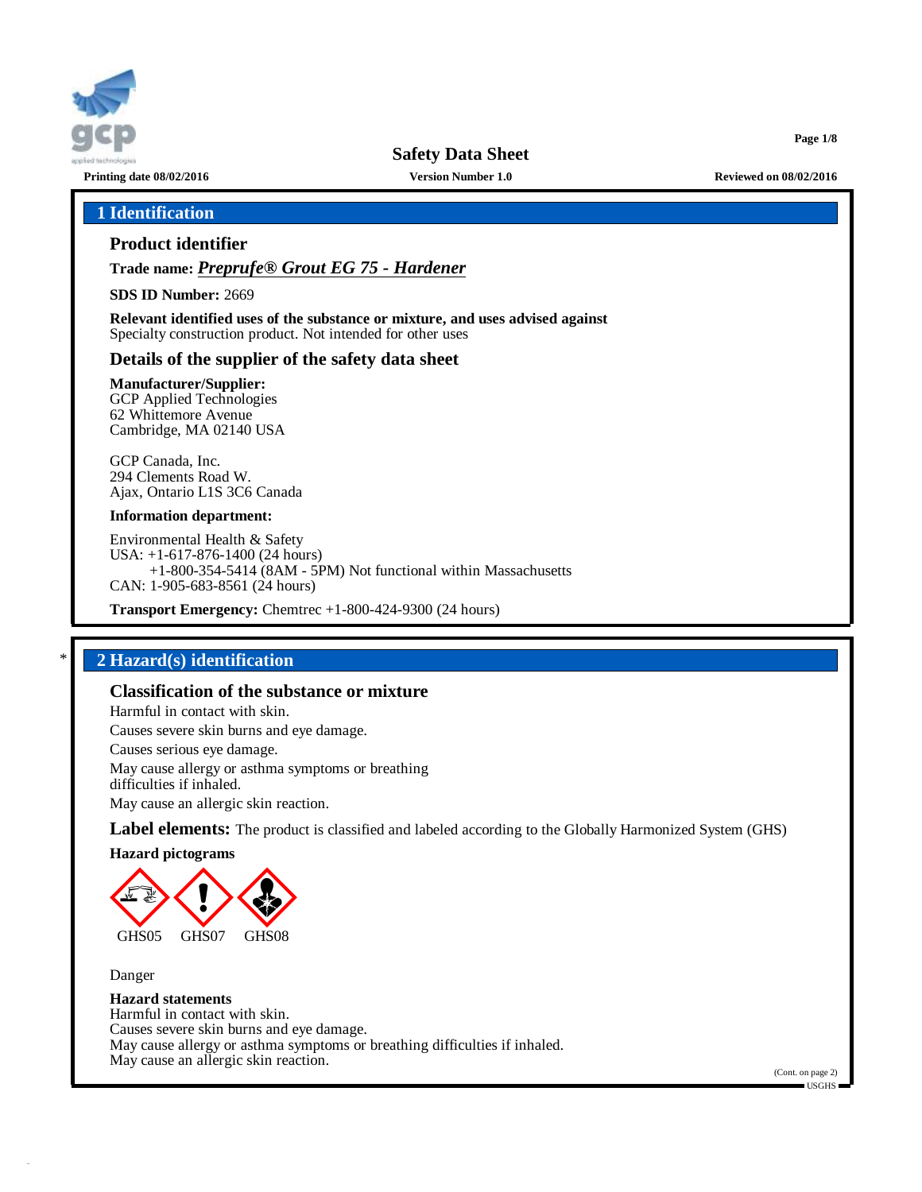# Safety Data Sheet

**Printing date 08/02/2016** **Version Number 1.0** **Reviewed on 08/02/2016**

## 1 Identification

### Product identifier

**Trade name:** ***Preprufe® Grout EG 75 - Hardener***

**SDS ID Number:** 2669

**Relevant identified uses of the substance or mixture, and uses advised against**
Specialty construction product. Not intended for other uses

### Details of the supplier of the safety data sheet

**Manufacturer/Supplier:**
GCP Applied Technologies
62 Whittemore Avenue
Cambridge, MA 02140 USA

GCP Canada, Inc.
294 Clements Road W.
Ajax, Ontario L1S 3C6 Canada

**Information department:**

Environmental Health & Safety
USA: +1-617-876-1400 (24 hours)
+1-800-354-5414 (8AM - 5PM) Not functional within Massachusetts
CAN: 1-905-683-8561 (24 hours)

**Transport Emergency:** Chemtrec +1-800-424-9300 (24 hours)

## * 2 Hazard(s) identification

### Classification of the substance or mixture

Harmful in contact with skin.
Causes severe skin burns and eye damage.
Causes serious eye damage.
May cause allergy or asthma symptoms or breathing difficulties if inhaled.
May cause an allergic skin reaction.

**Label elements:** The product is classified and labeled according to the Globally Harmonized System (GHS)

**Hazard pictograms**

GHS05 GHS07 GHS08

Danger

**Hazard statements**
Harmful in contact with skin.
Causes severe skin burns and eye damage.
May cause allergy or asthma symptoms or breathing difficulties if inhaled.
May cause an allergic skin reaction.

(Cont. on page 2)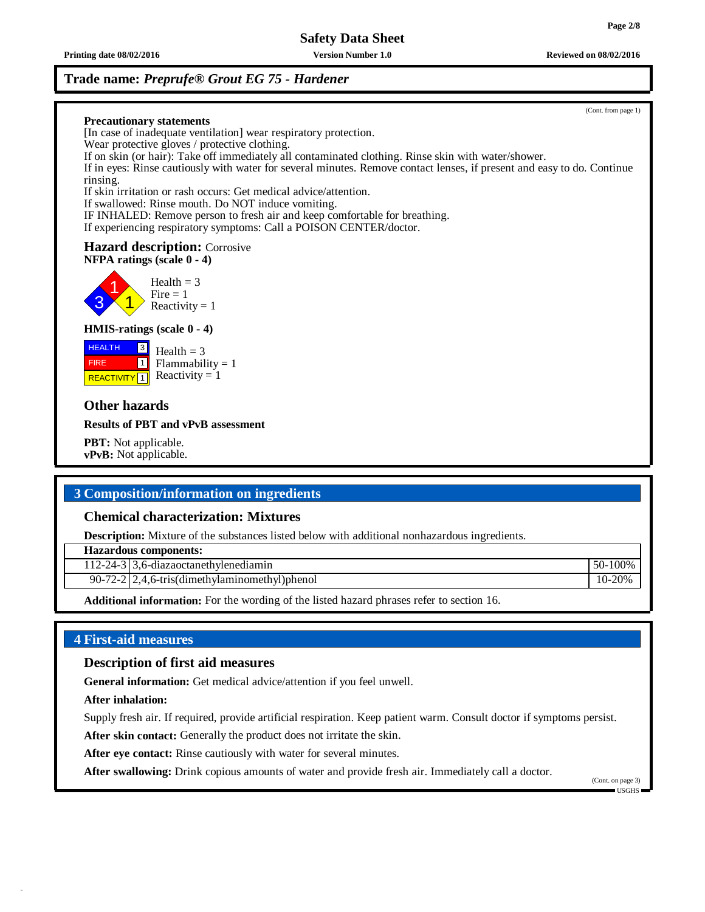**Trade name:** ***Preprufe® Grout EG 75 - Hardener***

(Cont. from page 1)

**Precautionary statements**

[In case of inadequate ventilation] wear respiratory protection.
Wear protective gloves / protective clothing.
If on skin (or hair): Take off immediately all contaminated clothing. Rinse skin with water/shower.
If in eyes: Rinse cautiously with water for several minutes. Remove contact lenses, if present and easy to do. Continue rinsing.
If skin irritation or rash occurs: Get medical advice/attention.
If swallowed: Rinse mouth. Do NOT induce vomiting.
IF INHALED: Remove person to fresh air and keep comfortable for breathing.
If experiencing respiratory symptoms: Call a POISON CENTER/doctor.

**Hazard description:** Corrosive

**NFPA ratings (scale 0 - 4)**

Health = 3
Fire = 1
Reactivity = 1

**HMIS-ratings (scale 0 - 4)**

HEALTH 3
FIRE 1
REACTIVITY 1

Health = 3
Flammability = 1
Reactivity = 1

### Other hazards

**Results of PBT and vPvB assessment**

**PBT:** Not applicable.
**vPvB:** Not applicable.

## 3 Composition/information on ingredients

### Chemical characterization: Mixtures

**Description:** Mixture of the substances listed below with additional nonhazardous ingredients.

| Hazardous components: | | |
|---|---|---|
| 112-24-3 | 3,6-diazaoctanethylenediamin | 50-100% |
| 90-72-2 | 2,4,6-tris(dimethylaminomethyl)phenol | 10-20% |

**Additional information:** For the wording of the listed hazard phrases refer to section 16.

## 4 First-aid measures

### Description of first aid measures

**General information:** Get medical advice/attention if you feel unwell.

**After inhalation:**

Supply fresh air. If required, provide artificial respiration. Keep patient warm. Consult doctor if symptoms persist.

**After skin contact:** Generally the product does not irritate the skin.

**After eye contact:** Rinse cautiously with water for several minutes.

**After swallowing:** Drink copious amounts of water and provide fresh air. Immediately call a doctor.

(Cont. on page 3)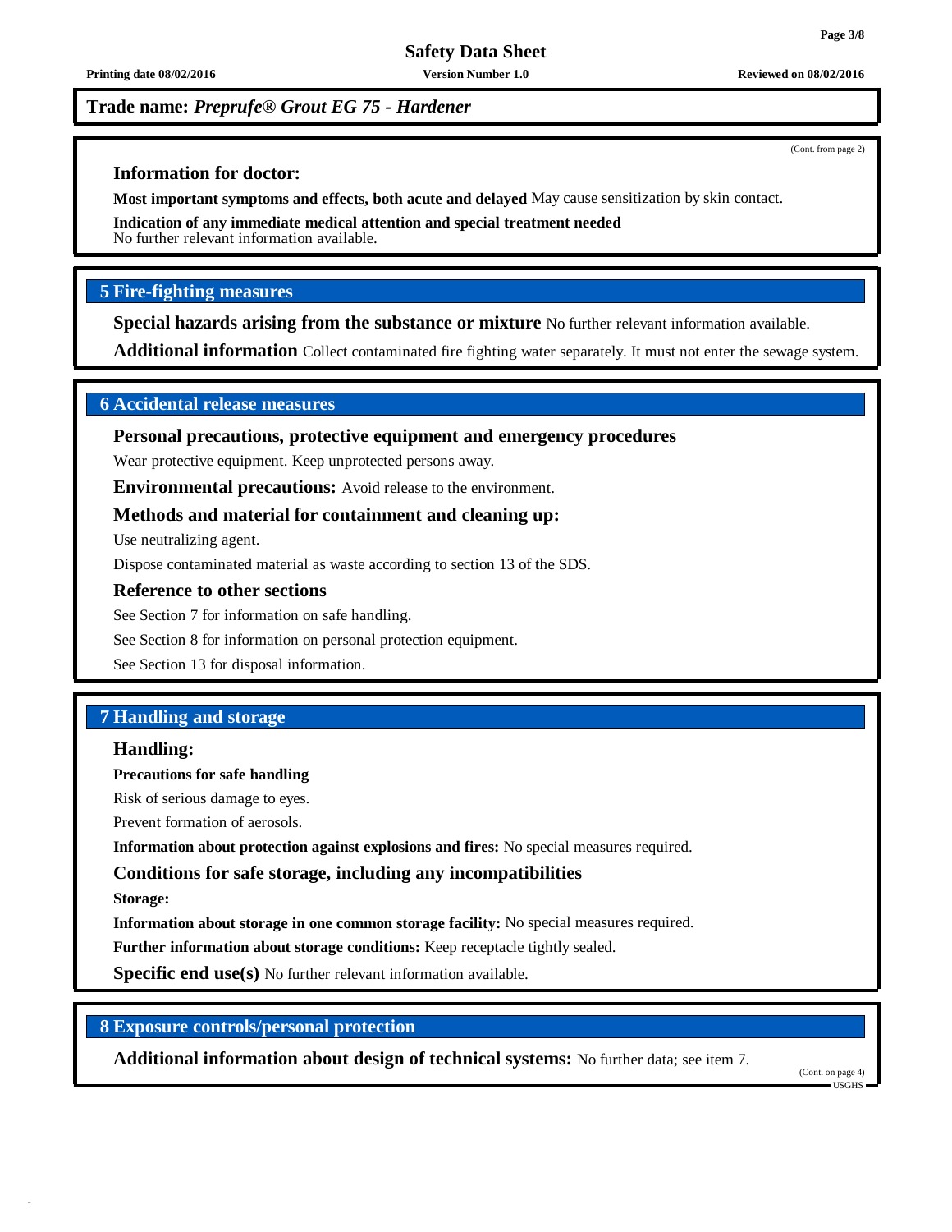**Trade name:** ***Preprufe® Grout EG 75 - Hardener***

(Cont. from page 2)

### Information for doctor:

**Most important symptoms and effects, both acute and delayed** May cause sensitization by skin contact.

**Indication of any immediate medical attention and special treatment needed**
No further relevant information available.

## 5 Fire-fighting measures

**Special hazards arising from the substance or mixture** No further relevant information available.

**Additional information** Collect contaminated fire fighting water separately. It must not enter the sewage system.

## 6 Accidental release measures

### Personal precautions, protective equipment and emergency procedures

Wear protective equipment. Keep unprotected persons away.

**Environmental precautions:** Avoid release to the environment.

### Methods and material for containment and cleaning up:

Use neutralizing agent.

Dispose contaminated material as waste according to section 13 of the SDS.

### Reference to other sections

See Section 7 for information on safe handling.

See Section 8 for information on personal protection equipment.

See Section 13 for disposal information.

## 7 Handling and storage

### Handling:

**Precautions for safe handling**

Risk of serious damage to eyes.

Prevent formation of aerosols.

**Information about protection against explosions and fires:** No special measures required.

### Conditions for safe storage, including any incompatibilities

**Storage:**

**Information about storage in one common storage facility:** No special measures required.

**Further information about storage conditions:** Keep receptacle tightly sealed.

**Specific end use(s)** No further relevant information available.

## 8 Exposure controls/personal protection

**Additional information about design of technical systems:** No further data; see item 7.

(Cont. on page 4)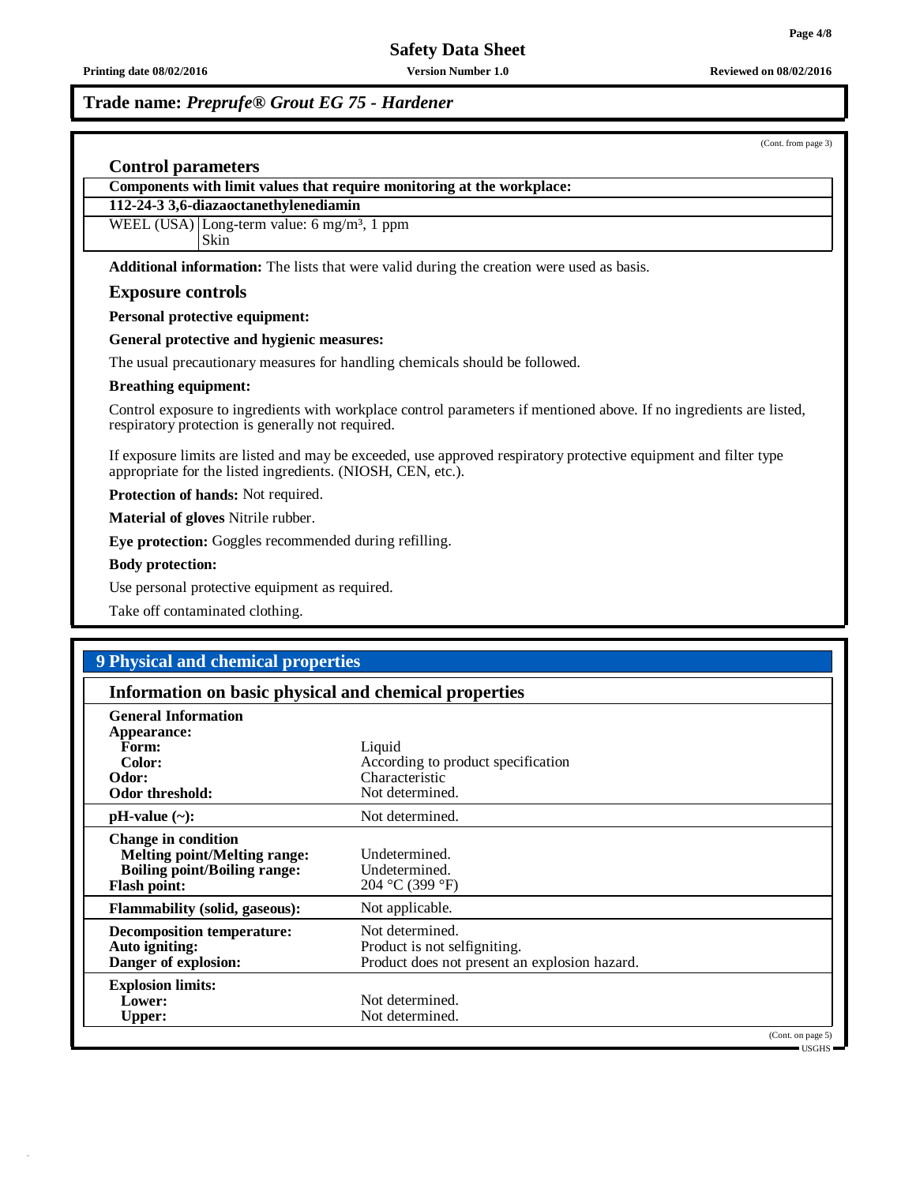**Trade name:** ***Preprufe® Grout EG 75 - Hardener***

(Cont. from page 3)

### Control parameters

| Components with limit values that require monitoring at the workplace: | |
|---|---|
| **112-24-3 3,6-diazaoctanethylenediamin** | |
| WEEL (USA) | Long-term value: 6 mg/m³, 1 ppm<br>Skin |

**Additional information:** The lists that were valid during the creation were used as basis.

### Exposure controls

**Personal protective equipment:**

**General protective and hygienic measures:**

The usual precautionary measures for handling chemicals should be followed.

**Breathing equipment:**

Control exposure to ingredients with workplace control parameters if mentioned above. If no ingredients are listed, respiratory protection is generally not required.

If exposure limits are listed and may be exceeded, use approved respiratory protective equipment and filter type appropriate for the listed ingredients. (NIOSH, CEN, etc.).

**Protection of hands:** Not required.

**Material of gloves** Nitrile rubber.

**Eye protection:** Goggles recommended during refilling.

**Body protection:**

Use personal protective equipment as required.

Take off contaminated clothing.

## 9 Physical and chemical properties

### Information on basic physical and chemical properties

| | |
|---|---|
| **General Information** | |
| **Appearance:** | |
| **Form:** | Liquid |
| **Color:** | According to product specification |
| **Odor:** | Characteristic |
| **Odor threshold:** | Not determined. |
| **pH-value (~):** | Not determined. |
| **Change in condition** | |
| **Melting point/Melting range:** | Undetermined. |
| **Boiling point/Boiling range:** | Undetermined. |
| **Flash point:** | 204 °C (399 °F) |
| **Flammability (solid, gaseous):** | Not applicable. |
| **Decomposition temperature:** | Not determined. |
| **Auto igniting:** | Product is not selfigniting. |
| **Danger of explosion:** | Product does not present an explosion hazard. |
| **Explosion limits:** | |
| **Lower:** | Not determined. |
| **Upper:** | Not determined. |

(Cont. on page 5)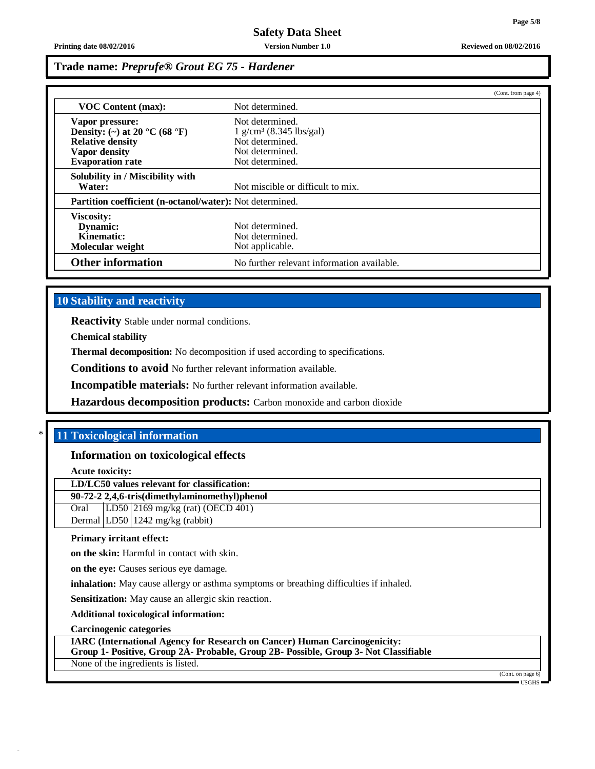**Trade name:** ***Preprufe® Grout EG 75 - Hardener***

(Cont. from page 4)

| | |
|---|---|
| **VOC Content (max):** | Not determined. |
| **Vapor pressure:** | Not determined. |
| **Density: (~) at 20 °C (68 °F)** | 1 g/cm³ (8.345 lbs/gal) |
| **Relative density** | Not determined. |
| **Vapor density** | Not determined. |
| **Evaporation rate** | Not determined. |
| **Solubility in / Miscibility with Water:** | Not miscible or difficult to mix. |
| **Partition coefficient (n-octanol/water):** | Not determined. |
| **Viscosity:** | |
| **Dynamic:** | Not determined. |
| **Kinematic:** | Not determined. |
| **Molecular weight** | Not applicable. |
| **Other information** | No further relevant information available. |

## 10 Stability and reactivity

**Reactivity** Stable under normal conditions.

**Chemical stability**

**Thermal decomposition:** No decomposition if used according to specifications.

**Conditions to avoid** No further relevant information available.

**Incompatible materials:** No further relevant information available.

**Hazardous decomposition products:** Carbon monoxide and carbon dioxide

## * 11 Toxicological information

### Information on toxicological effects

**Acute toxicity:**

| **LD/LC50 values relevant for classification:** | | |
|---|---|---|
| **90-72-2 2,4,6-tris(dimethylaminomethyl)phenol** | | |
| Oral | LD50 | 2169 mg/kg (rat) (OECD 401) |
| Dermal | LD50 | 1242 mg/kg (rabbit) |

**Primary irritant effect:**

**on the skin:** Harmful in contact with skin.

**on the eye:** Causes serious eye damage.

**inhalation:** May cause allergy or asthma symptoms or breathing difficulties if inhaled.

**Sensitization:** May cause an allergic skin reaction.

**Additional toxicological information:**

**Carcinogenic categories**

**IARC (International Agency for Research on Cancer) Human Carcinogenicity:**
**Group 1- Positive, Group 2A- Probable, Group 2B- Possible, Group 3- Not Classifiable**

None of the ingredients is listed.

(Cont. on page 6)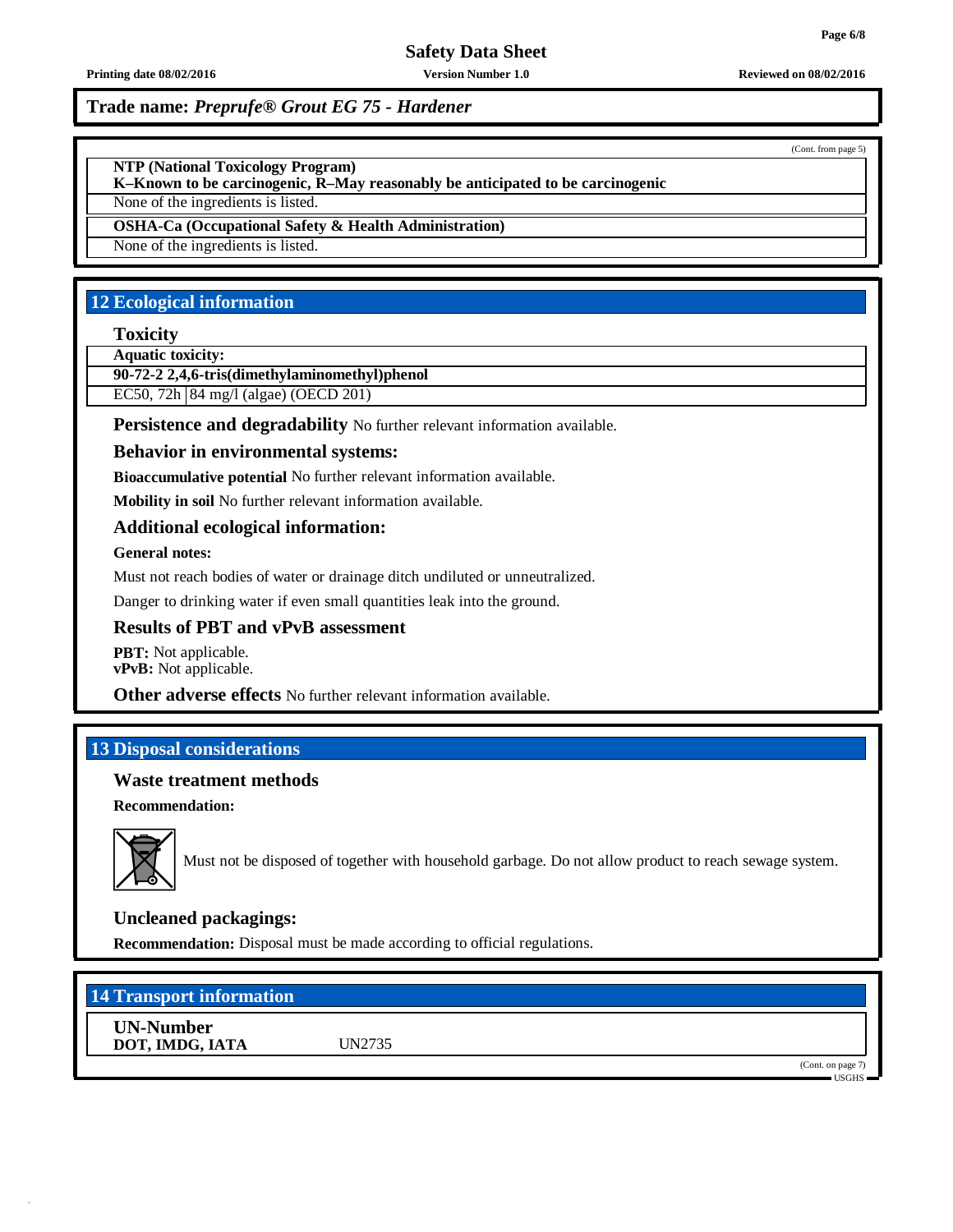Trade name: *Preprufe® Grout EG 75 - Hardener*

(Cont. from page 5)

**NTP (National Toxicology Program)**
**K–Known to be carcinogenic, R–May reasonably be anticipated to be carcinogenic**

None of the ingredients is listed.

**OSHA-Ca (Occupational Safety & Health Administration)**

None of the ingredients is listed.

## 12 Ecological information

### Toxicity

| **Aquatic toxicity:** | |
|---|---|
| **90-72-2 2,4,6-tris(dimethylaminomethyl)phenol** | |
| EC50, 72h | 84 mg/l (algae) (OECD 201) |

**Persistence and degradability** No further relevant information available.

### Behavior in environmental systems:

**Bioaccumulative potential** No further relevant information available.

**Mobility in soil** No further relevant information available.

### Additional ecological information:

**General notes:**

Must not reach bodies of water or drainage ditch undiluted or unneutralized.

Danger to drinking water if even small quantities leak into the ground.

### Results of PBT and vPvB assessment

**PBT:** Not applicable.
**vPvB:** Not applicable.

**Other adverse effects** No further relevant information available.

## 13 Disposal considerations

### Waste treatment methods

**Recommendation:**

Must not be disposed of together with household garbage. Do not allow product to reach sewage system.

### Uncleaned packagings:

**Recommendation:** Disposal must be made according to official regulations.

## 14 Transport information

| | |
|---|---|
| **UN-Number** | |
| **DOT, IMDG, IATA** | UN2735 |

(Cont. on page 7)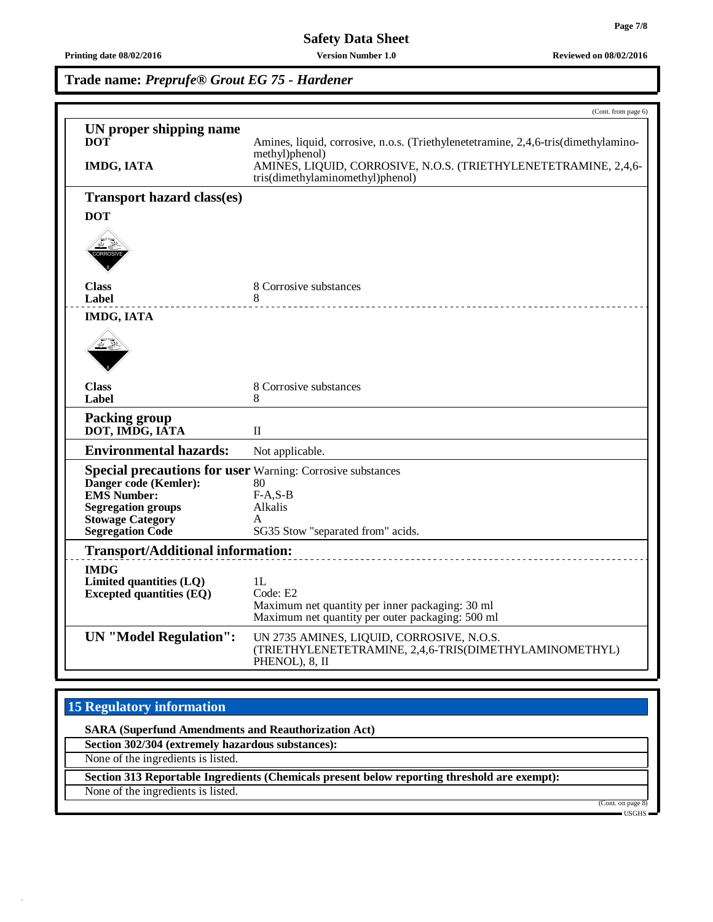**Trade name: *Preprufe® Grout EG 75 - Hardener***

(Cont. from page 6)

| | |
|---|---|
| **UN proper shipping name** | |
| **DOT** | Amines, liquid, corrosive, n.o.s. (Triethylenetetramine, 2,4,6-tris(dimethylamino-methyl)phenol) |
| **IMDG, IATA** | AMINES, LIQUID, CORROSIVE, N.O.S. (TRIETHYLENETETRAMINE, 2,4,6-tris(dimethylaminomethyl)phenol) |

**Transport hazard class(es)**

**DOT**

| | |
|---|---|
| **Class** | 8 Corrosive substances |
| **Label** | 8 |

**IMDG, IATA**

| | |
|---|---|
| **Class** | 8 Corrosive substances |
| **Label** | 8 |

| | |
|---|---|
| **Packing group** | |
| **DOT, IMDG, IATA** | II |
| **Environmental hazards:** | Not applicable. |
| **Special precautions for user** | Warning: Corrosive substances |
| **Danger code (Kemler):** | 80 |
| **EMS Number:** | F-A,S-B |
| **Segregation groups** | Alkalis |
| **Stowage Category** | A |
| **Segregation Code** | SG35 Stow "separated from" acids. |

**Transport/Additional information:**

| | |
|---|---|
| **IMDG** | |
| **Limited quantities (LQ)** | 1L |
| **Excepted quantities (EQ)** | Code: E2<br>Maximum net quantity per inner packaging: 30 ml<br>Maximum net quantity per outer packaging: 500 ml |
| **UN "Model Regulation":** | UN 2735 AMINES, LIQUID, CORROSIVE, N.O.S. (TRIETHYLENETETRAMINE, 2,4,6-TRIS(DIMETHYLAMINOMETHYL) PHENOL), 8, II |

## 15 Regulatory information

**SARA (Superfund Amendments and Reauthorization Act)**

**Section 302/304 (extremely hazardous substances):**

None of the ingredients is listed.

**Section 313 Reportable Ingredients (Chemicals present below reporting threshold are exempt):**

None of the ingredients is listed.

(Cont. on page 8)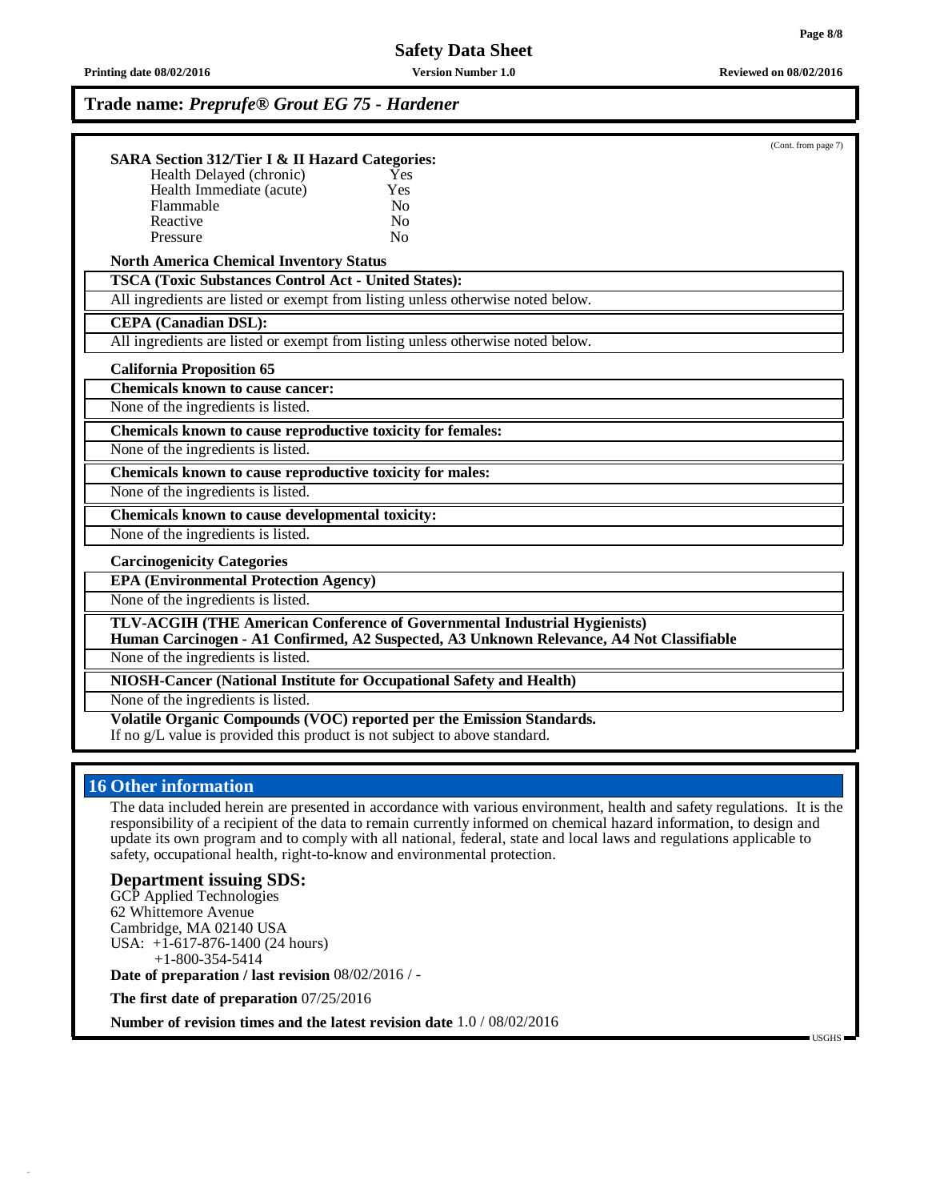**Trade name:** ***Preprufe® Grout EG 75 - Hardener***

(Cont. from page 7)

**SARA Section 312/Tier I & II Hazard Categories:**

| | |
|---|---|
| Health Delayed (chronic) | Yes |
| Health Immediate (acute) | Yes |
| Flammable | No |
| Reactive | No |
| Pressure | No |

**North America Chemical Inventory Status**

**TSCA (Toxic Substances Control Act - United States):**

All ingredients are listed or exempt from listing unless otherwise noted below.

**CEPA (Canadian DSL):**

All ingredients are listed or exempt from listing unless otherwise noted below.

**California Proposition 65**

**Chemicals known to cause cancer:**

None of the ingredients is listed.

**Chemicals known to cause reproductive toxicity for females:**

None of the ingredients is listed.

**Chemicals known to cause reproductive toxicity for males:**

None of the ingredients is listed.

**Chemicals known to cause developmental toxicity:**

None of the ingredients is listed.

**Carcinogenicity Categories**

**EPA (Environmental Protection Agency)**

None of the ingredients is listed.

**TLV-ACGIH (THE American Conference of Governmental Industrial Hygienists)**
**Human Carcinogen - A1 Confirmed, A2 Suspected, A3 Unknown Relevance, A4 Not Classifiable**

None of the ingredients is listed.

**NIOSH-Cancer (National Institute for Occupational Safety and Health)**

None of the ingredients is listed.

**Volatile Organic Compounds (VOC) reported per the Emission Standards.**
If no g/L value is provided this product is not subject to above standard.

## 16 Other information

The data included herein are presented in accordance with various environment, health and safety regulations. It is the responsibility of a recipient of the data to remain currently informed on chemical hazard information, to design and update its own program and to comply with all national, federal, state and local laws and regulations applicable to safety, occupational health, right-to-know and environmental protection.

### Department issuing SDS:

GCP Applied Technologies
62 Whittemore Avenue
Cambridge, MA 02140 USA
USA: +1-617-876-1400 (24 hours)
+1-800-354-5414

**Date of preparation / last revision** 08/02/2016 / -

**The first date of preparation** 07/25/2016

**Number of revision times and the latest revision date** 1.0 / 08/02/2016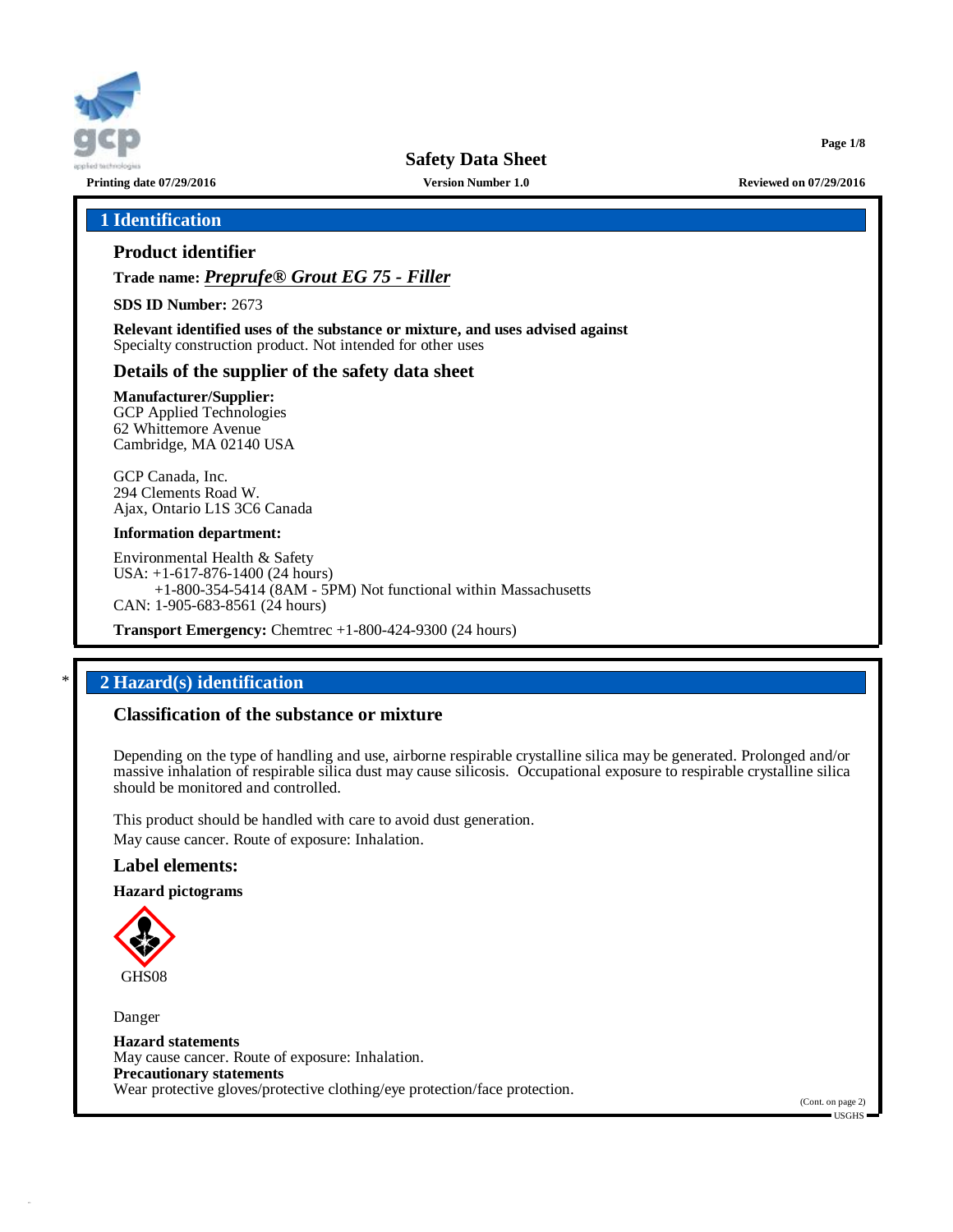# 1 Identification

## Product identifier

**Trade name:** ***Preprufe® Grout EG 75 - Filler***

**SDS ID Number:** 2673

**Relevant identified uses of the substance or mixture, and uses advised against**
Specialty construction product. Not intended for other uses

## Details of the supplier of the safety data sheet

**Manufacturer/Supplier:**
GCP Applied Technologies
62 Whittemore Avenue
Cambridge, MA 02140 USA

GCP Canada, Inc.
294 Clements Road W.
Ajax, Ontario L1S 3C6 Canada

**Information department:**

Environmental Health & Safety
USA: +1-617-876-1400 (24 hours)
+1-800-354-5414 (8AM - 5PM) Not functional within Massachusetts
CAN: 1-905-683-8561 (24 hours)

**Transport Emergency:** Chemtrec +1-800-424-9300 (24 hours)

# * 2 Hazard(s) identification

## Classification of the substance or mixture

Depending on the type of handling and use, airborne respirable crystalline silica may be generated. Prolonged and/or massive inhalation of respirable silica dust may cause silicosis. Occupational exposure to respirable crystalline silica should be monitored and controlled.

This product should be handled with care to avoid dust generation.

May cause cancer. Route of exposure: Inhalation.

## Label elements:

**Hazard pictograms**

GHS08

Danger

**Hazard statements**
May cause cancer. Route of exposure: Inhalation.
**Precautionary statements**
Wear protective gloves/protective clothing/eye protection/face protection.

(Cont. on page 2)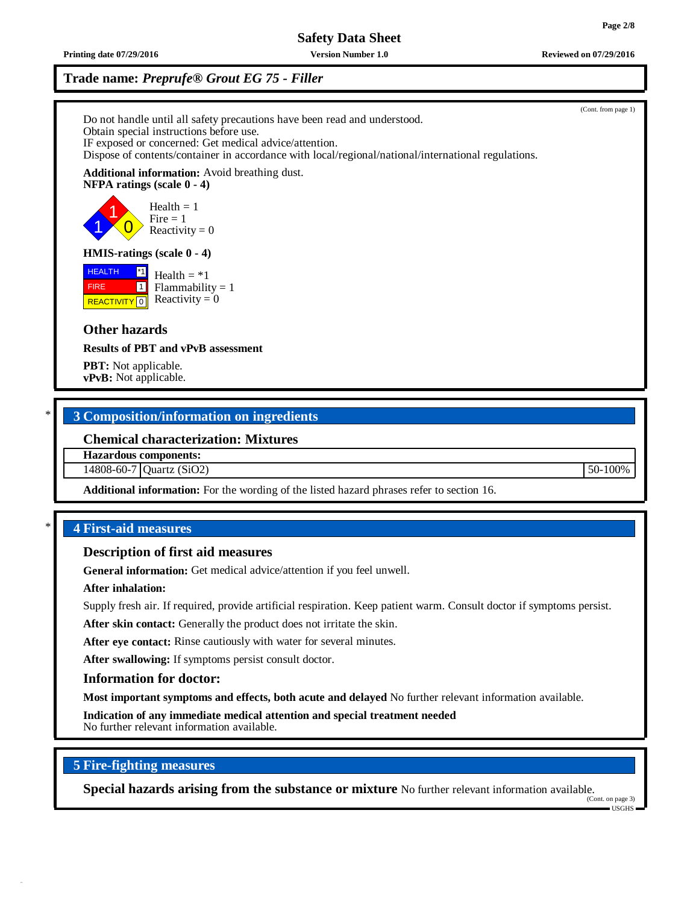## Trade name: *Preprufe® Grout EG 75 - Filler*

(Cont. from page 1)

Do not handle until all safety precautions have been read and understood.
Obtain special instructions before use.
IF exposed or concerned: Get medical advice/attention.
Dispose of contents/container in accordance with local/regional/national/international regulations.

**Additional information:** Avoid breathing dust.

**NFPA ratings (scale 0 - 4)**

Health = 1
Fire = 1
Reactivity = 0

**HMIS-ratings (scale 0 - 4)**

| | |
|---|---|
| HEALTH | *1 |
| FIRE | 1 |
| REACTIVITY | 0 |

Health = *1
Flammability = 1
Reactivity = 0

### Other hazards

**Results of PBT and vPvB assessment**

**PBT:** Not applicable.
**vPvB:** Not applicable.

## 3 Composition/information on ingredients

### Chemical characterization: Mixtures

| Hazardous components: | | |
|---|---|---|
| 14808-60-7 | Quartz ($SiO_2$) | 50-100% |

**Additional information:** For the wording of the listed hazard phrases refer to section 16.

## 4 First-aid measures

### Description of first aid measures

**General information:** Get medical advice/attention if you feel unwell.

**After inhalation:**

Supply fresh air. If required, provide artificial respiration. Keep patient warm. Consult doctor if symptoms persist.

**After skin contact:** Generally the product does not irritate the skin.

**After eye contact:** Rinse cautiously with water for several minutes.

**After swallowing:** If symptoms persist consult doctor.

### Information for doctor:

**Most important symptoms and effects, both acute and delayed** No further relevant information available.

**Indication of any immediate medical attention and special treatment needed**
No further relevant information available.

## 5 Fire-fighting measures

**Special hazards arising from the substance or mixture** No further relevant information available.

(Cont. on page 3)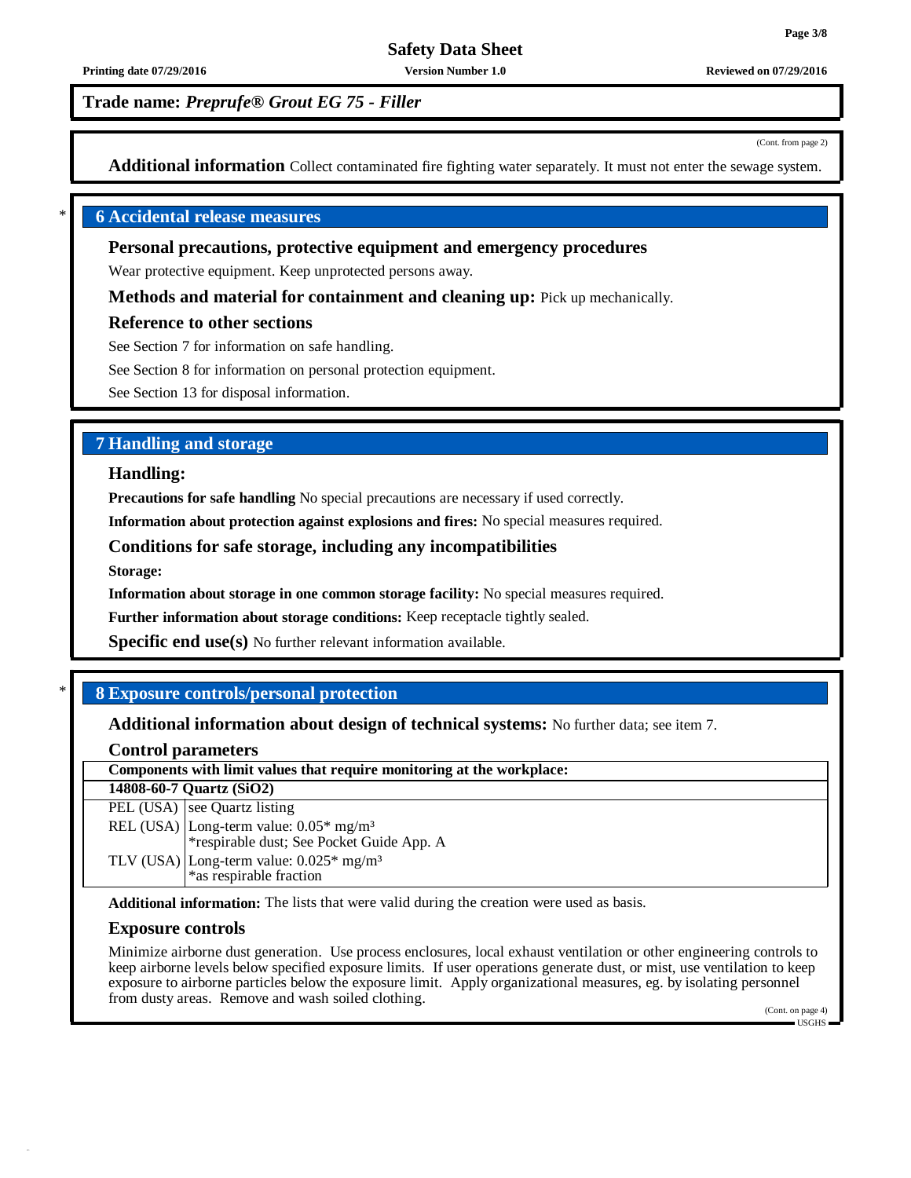Trade name: *Preprufe® Grout EG 75 - Filler*

(Cont. from page 2)

**Additional information** Collect contaminated fire fighting water separately. It must not enter the sewage system.

## * 6 Accidental release measures

### Personal precautions, protective equipment and emergency procedures

Wear protective equipment. Keep unprotected persons away.

**Methods and material for containment and cleaning up:** Pick up mechanically.

### Reference to other sections

See Section 7 for information on safe handling.

See Section 8 for information on personal protection equipment.

See Section 13 for disposal information.

## 7 Handling and storage

### Handling:

**Precautions for safe handling** No special precautions are necessary if used correctly.

**Information about protection against explosions and fires:** No special measures required.

### Conditions for safe storage, including any incompatibilities

**Storage:**

**Information about storage in one common storage facility:** No special measures required.

**Further information about storage conditions:** Keep receptacle tightly sealed.

**Specific end use(s)** No further relevant information available.

## * 8 Exposure controls/personal protection

**Additional information about design of technical systems:** No further data; see item 7.

### Control parameters

| Components with limit values that require monitoring at the workplace: | |
|---|---|
| **14808-60-7 Quartz ($SiO_2$)** | |
| PEL (USA) | see Quartz listing |
| REL (USA) | Long-term value: 0.05* mg/m³<br>*respirable dust; See Pocket Guide App. A |
| TLV (USA) | Long-term value: 0.025* mg/m³<br>*as respirable fraction |

**Additional information:** The lists that were valid during the creation were used as basis.

### Exposure controls

Minimize airborne dust generation. Use process enclosures, local exhaust ventilation or other engineering controls to keep airborne levels below specified exposure limits. If user operations generate dust, or mist, use ventilation to keep exposure to airborne particles below the exposure limit. Apply organizational measures, eg. by isolating personnel from dusty areas. Remove and wash soiled clothing.

(Cont. on page 4)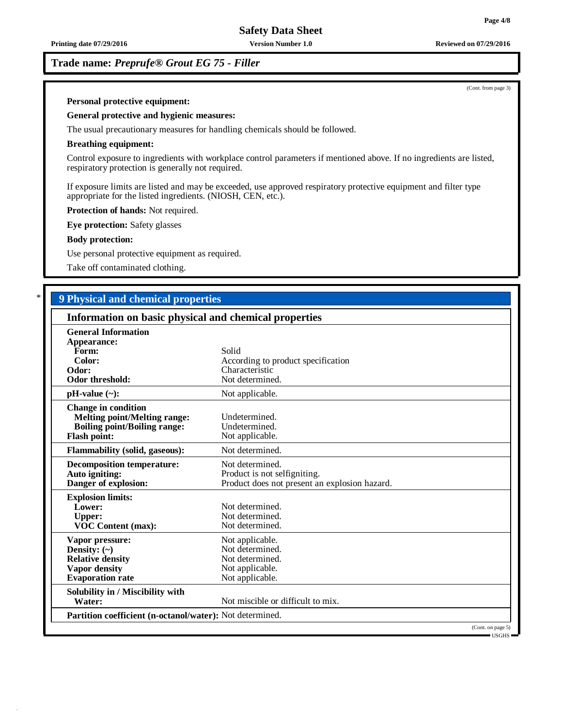(Cont. from page 3)

**Personal protective equipment:**

**General protective and hygienic measures:**

The usual precautionary measures for handling chemicals should be followed.

**Breathing equipment:**

Control exposure to ingredients with workplace control parameters if mentioned above. If no ingredients are listed, respiratory protection is generally not required.

If exposure limits are listed and may be exceeded, use approved respiratory protective equipment and filter type appropriate for the listed ingredients. (NIOSH, CEN, etc.).

**Protection of hands:** Not required.

**Eye protection:** Safety glasses

**Body protection:**

Use personal protective equipment as required.

Take off contaminated clothing.

\* 

## 9 Physical and chemical properties

### Information on basic physical and chemical properties

| | |
|---|---|
| **General Information** | |
| **Appearance:** | |
| **Form:** | Solid |
| **Color:** | According to product specification |
| **Odor:** | Characteristic |
| **Odor threshold:** | Not determined. |
| **pH-value (~):** | Not applicable. |
| **Change in condition** | |
| **Melting point/Melting range:** | Undetermined. |
| **Boiling point/Boiling range:** | Undetermined. |
| **Flash point:** | Not applicable. |
| **Flammability (solid, gaseous):** | Not determined. |
| **Decomposition temperature:** | Not determined. |
| **Auto igniting:** | Product is not selfigniting. |
| **Danger of explosion:** | Product does not present an explosion hazard. |
| **Explosion limits:** | |
| **Lower:** | Not determined. |
| **Upper:** | Not determined. |
| **VOC Content (max):** | Not determined. |
| **Vapor pressure:** | Not applicable. |
| **Density: (~)** | Not determined. |
| **Relative density** | Not determined. |
| **Vapor density** | Not applicable. |
| **Evaporation rate** | Not applicable. |
| **Solubility in / Miscibility with** | |
| **Water:** | Not miscible or difficult to mix. |
| **Partition coefficient (n-octanol/water):** | Not determined. |

(Cont. on page 5)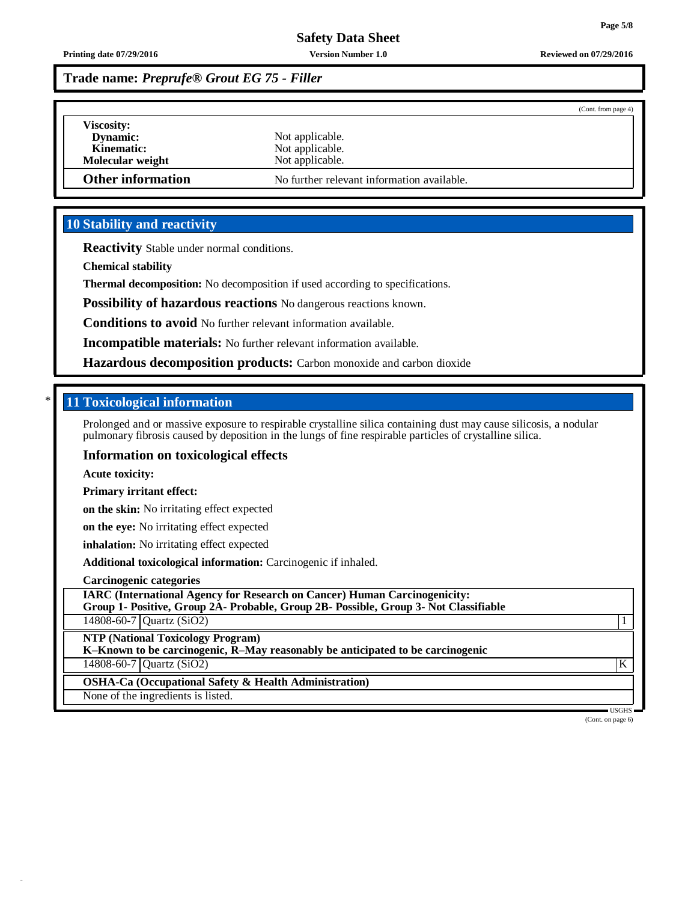## Trade name: *Preprufe® Grout EG 75 - Filler*

(Cont. from page 4)

| | |
|---|---|
| **Viscosity:** | |
| **Dynamic:** | Not applicable. |
| **Kinematic:** | Not applicable. |
| **Molecular weight** | Not applicable. |
| **Other information** | No further relevant information available. |

## 10 Stability and reactivity

**Reactivity** Stable under normal conditions.

**Chemical stability**

**Thermal decomposition:** No decomposition if used according to specifications.

**Possibility of hazardous reactions** No dangerous reactions known.

**Conditions to avoid** No further relevant information available.

**Incompatible materials:** No further relevant information available.

**Hazardous decomposition products:** Carbon monoxide and carbon dioxide

## * 11 Toxicological information

Prolonged and or massive exposure to respirable crystalline silica containing dust may cause silicosis, a nodular pulmonary fibrosis caused by deposition in the lungs of fine respirable particles of crystalline silica.

### Information on toxicological effects

**Acute toxicity:**

**Primary irritant effect:**

**on the skin:** No irritating effect expected

**on the eye:** No irritating effect expected

**inhalation:** No irritating effect expected

**Additional toxicological information:** Carcinogenic if inhaled.

**Carcinogenic categories**

**IARC (International Agency for Research on Cancer) Human Carcinogenicity:**
**Group 1- Positive, Group 2A- Probable, Group 2B- Possible, Group 3- Not Classifiable**

| | | |
|---|---|---|
| 14808-60-7 | Quartz ($SiO_2$) | 1 |

**NTP (National Toxicology Program)**
**K–Known to be carcinogenic, R–May reasonably be anticipated to be carcinogenic**

| | | |
|---|---|---|
| 14808-60-7 | Quartz ($SiO_2$) | K |

**OSHA-Ca (Occupational Safety & Health Administration)**

None of the ingredients is listed.

(Cont. on page 6)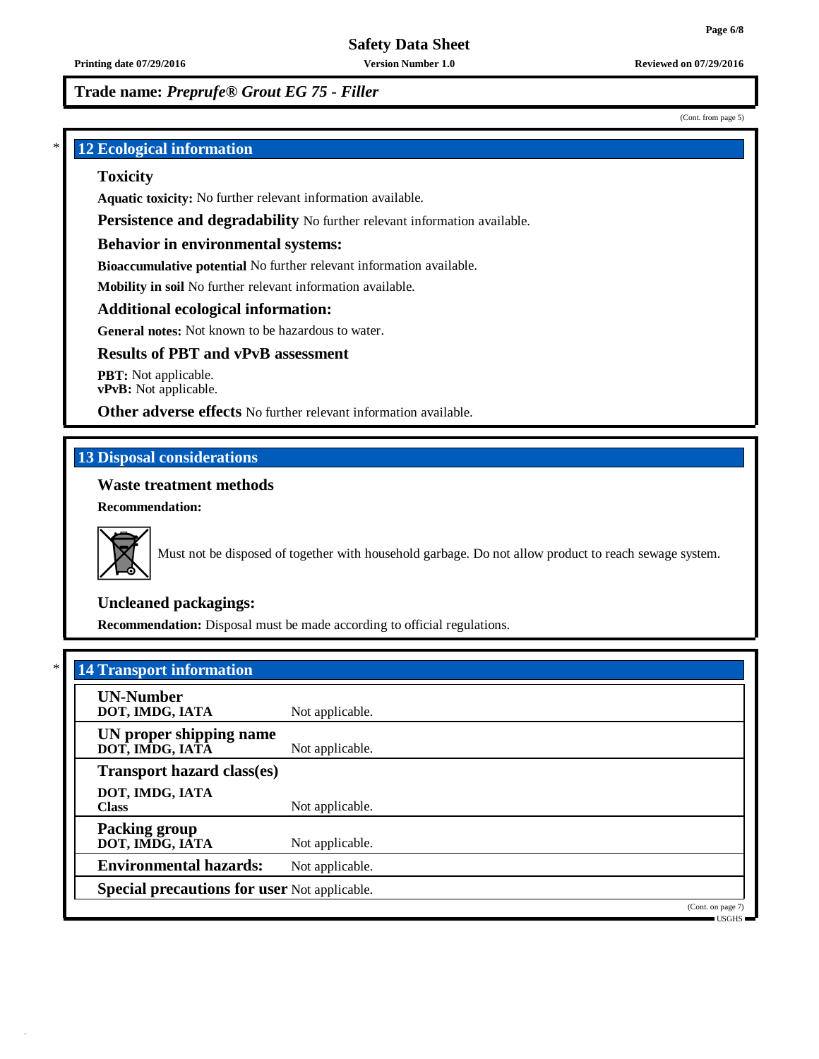**Trade name: *Preprufe® Grout EG 75 - Filler***

(Cont. from page 5)

## * 12 Ecological information

### Toxicity

**Aquatic toxicity:** No further relevant information available.

**Persistence and degradability** No further relevant information available.

### Behavior in environmental systems:

**Bioaccumulative potential** No further relevant information available.

**Mobility in soil** No further relevant information available.

### Additional ecological information:

**General notes:** Not known to be hazardous to water.

### Results of PBT and vPvB assessment

**PBT:** Not applicable.
**vPvB:** Not applicable.

**Other adverse effects** No further relevant information available.

## 13 Disposal considerations

### Waste treatment methods

**Recommendation:**

Must not be disposed of together with household garbage. Do not allow product to reach sewage system.

### Uncleaned packagings:

**Recommendation:** Disposal must be made according to official regulations.

## * 14 Transport information

| | |
|---|---|
| **UN-Number**<br>**DOT, IMDG, IATA** | Not applicable. |
| **UN proper shipping name**<br>**DOT, IMDG, IATA** | Not applicable. |
| **Transport hazard class(es)** | |
| **DOT, IMDG, IATA**<br>**Class** | Not applicable. |
| **Packing group**<br>**DOT, IMDG, IATA** | Not applicable. |
| **Environmental hazards:** | Not applicable. |
| **Special precautions for user** | Not applicable. |

(Cont. on page 7)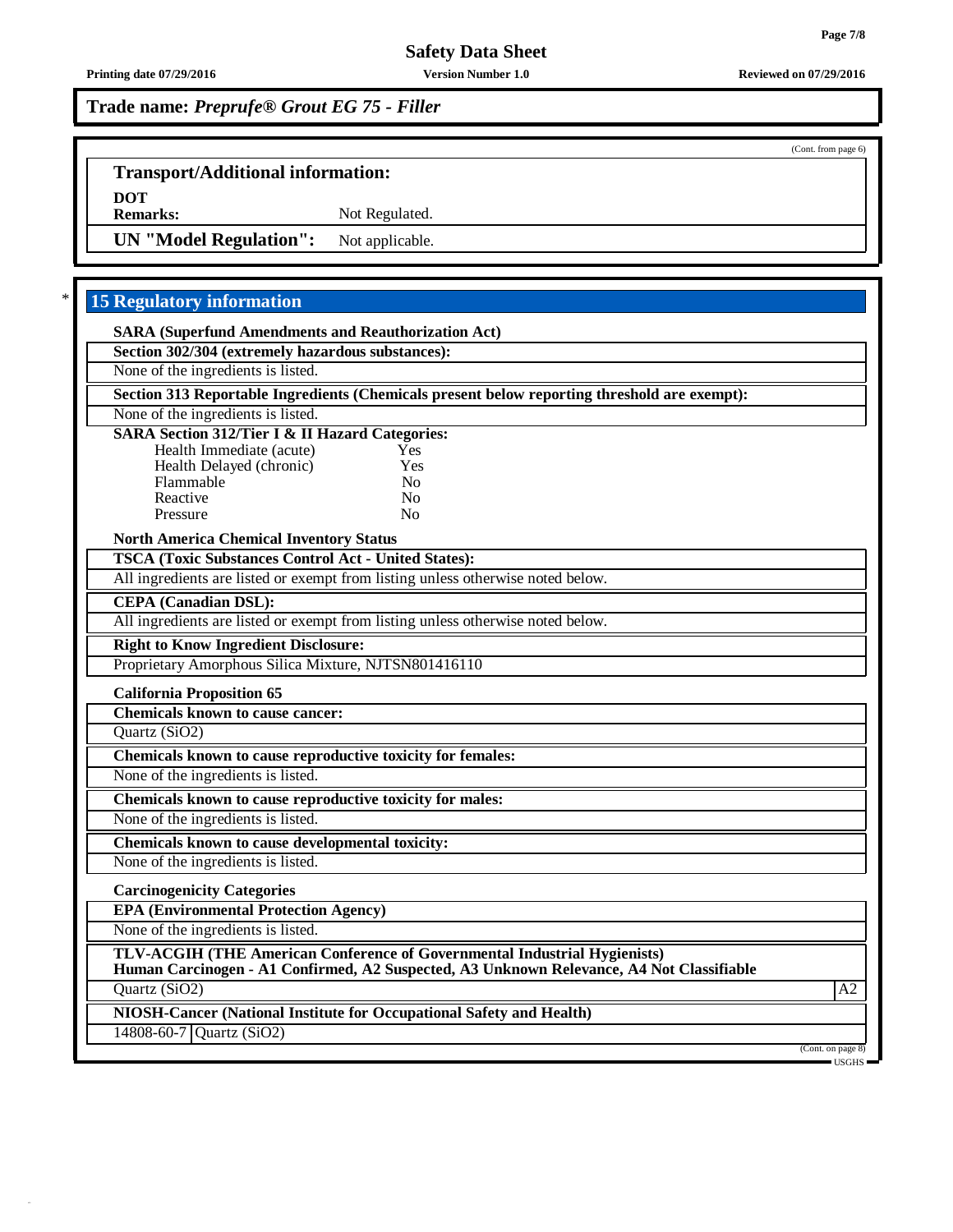**Trade name:** ***Preprufe® Grout EG 75 - Filler***

(Cont. from page 6)

**Transport/Additional information:**

**DOT**
**Remarks:** Not Regulated.

**UN "Model Regulation":** Not applicable.

\* 

## 15 Regulatory information

**SARA (Superfund Amendments and Reauthorization Act)**

**Section 302/304 (extremely hazardous substances):**

None of the ingredients is listed.

**Section 313 Reportable Ingredients (Chemicals present below reporting threshold are exempt):**

None of the ingredients is listed.

**SARA Section 312/Tier I & II Hazard Categories:**

| | |
|---|---|
| Health Immediate (acute) | Yes |
| Health Delayed (chronic) | Yes |
| Flammable | No |
| Reactive | No |
| Pressure | No |

**North America Chemical Inventory Status**

**TSCA (Toxic Substances Control Act - United States):**

All ingredients are listed or exempt from listing unless otherwise noted below.

**CEPA (Canadian DSL):**

All ingredients are listed or exempt from listing unless otherwise noted below.

**Right to Know Ingredient Disclosure:**

Proprietary Amorphous Silica Mixture, NJTSN801416110

**California Proposition 65**

**Chemicals known to cause cancer:**

Quartz (SiO2)

**Chemicals known to cause reproductive toxicity for females:**

None of the ingredients is listed.

**Chemicals known to cause reproductive toxicity for males:**

None of the ingredients is listed.

**Chemicals known to cause developmental toxicity:**

None of the ingredients is listed.

**Carcinogenicity Categories**

**EPA (Environmental Protection Agency)**

None of the ingredients is listed.

**TLV-ACGIH (THE American Conference of Governmental Industrial Hygienists)**
**Human Carcinogen - A1 Confirmed, A2 Suspected, A3 Unknown Relevance, A4 Not Classifiable**

| | |
|---|---|
| Quartz (SiO2) | A2 |

**NIOSH-Cancer (National Institute for Occupational Safety and Health)**

| | |
|---|---|
| 14808-60-7 | Quartz (SiO2) |

(Cont. on page 8)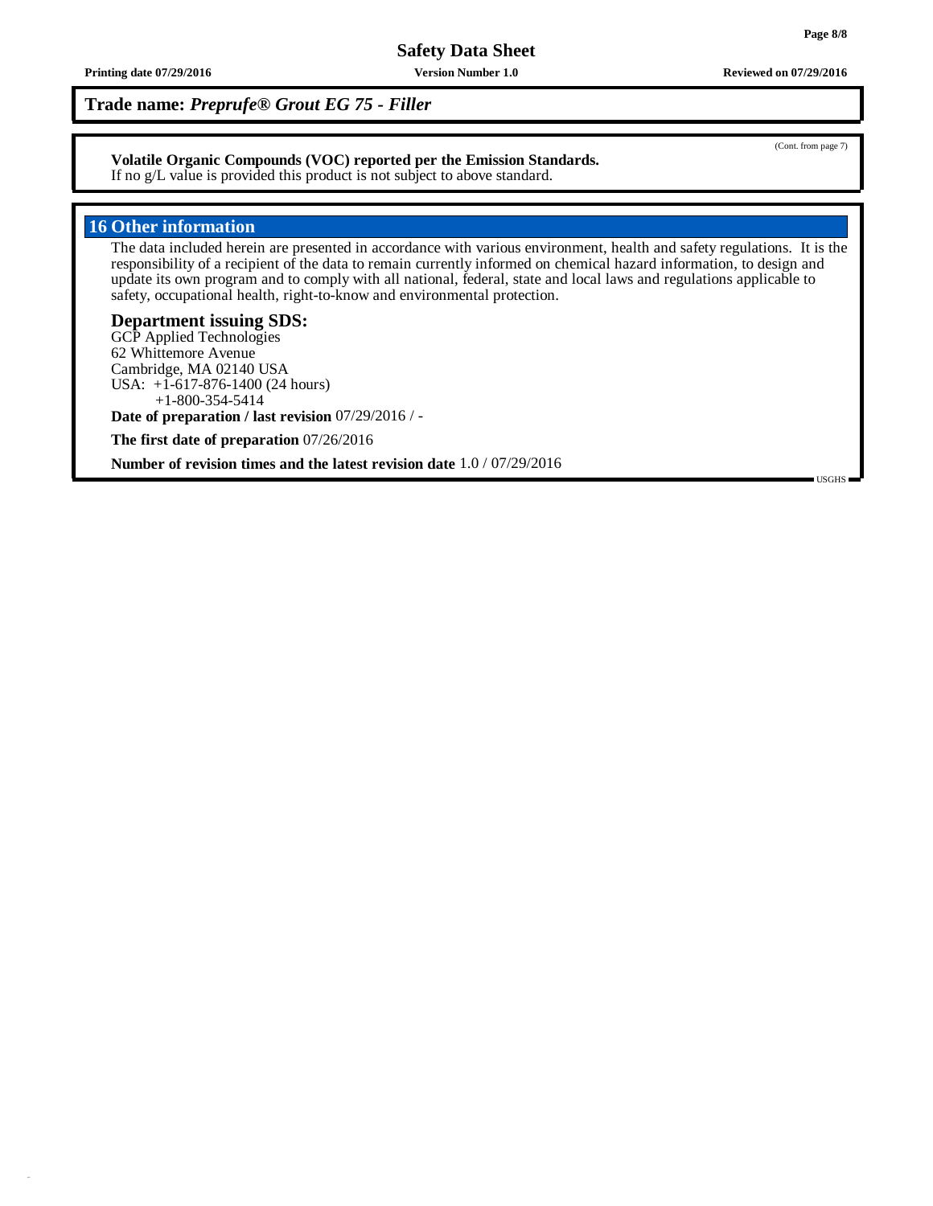**Trade name:** ***Preprufe® Grout EG 75 - Filler***

(Cont. from page 7)

**Volatile Organic Compounds (VOC) reported per the Emission Standards.**
If no g/L value is provided this product is not subject to above standard.

## 16 Other information

The data included herein are presented in accordance with various environment, health and safety regulations. It is the responsibility of a recipient of the data to remain currently informed on chemical hazard information, to design and update its own program and to comply with all national, federal, state and local laws and regulations applicable to safety, occupational health, right-to-know and environmental protection.

### Department issuing SDS:

GCP Applied Technologies
62 Whittemore Avenue
Cambridge, MA 02140 USA
USA: +1-617-876-1400 (24 hours)
+1-800-354-5414

**Date of preparation / last revision** 07/29/2016 / -

**The first date of preparation** 07/26/2016

**Number of revision times and the latest revision date** 1.0 / 07/29/2016

USGHS